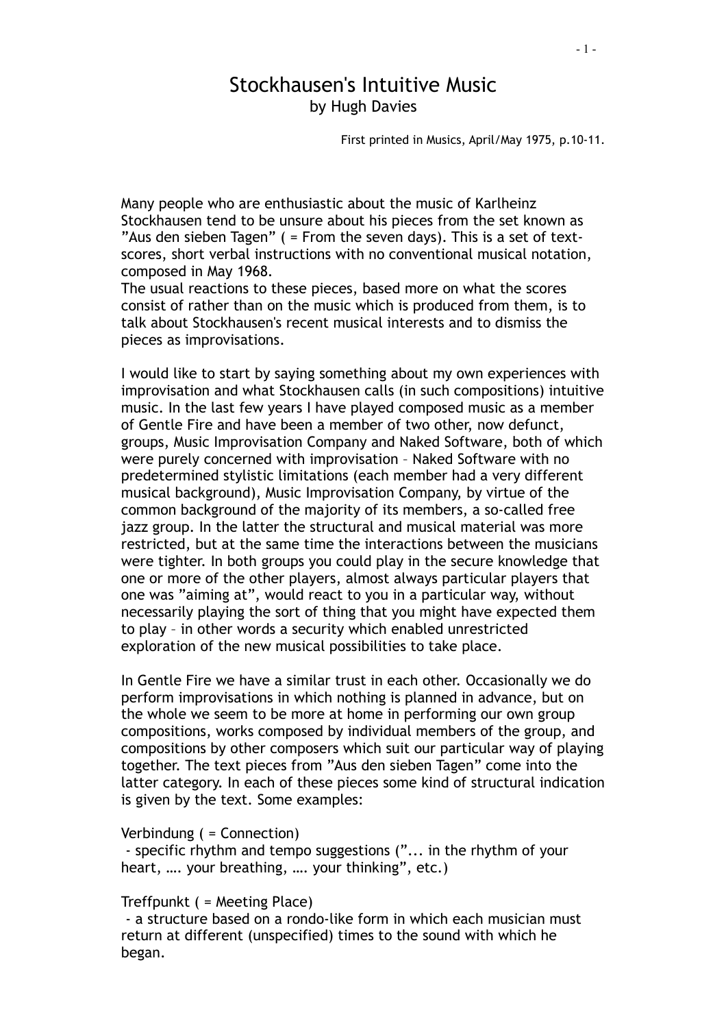# Stockhausen's Intuitive Music

by Hugh Davies

First printed in Musics, April/May 1975, p.10-11.

Many people who are enthusiastic about the music of Karlheinz Stockhausen tend to be unsure about his pieces from the set known as ”Aus den sieben Tagen” ( = From the seven days). This is a set of text-scores, short verbal instructions with no conventional musical notation, composed in May 1968.
The usual reactions to these pieces, based more on what the scores consist of rather than on the music which is produced from them, is to talk about Stockhausen's recent musical interests and to dismiss the pieces as improvisations.

I would like to start by saying something about my own experiences with improvisation and what Stockhausen calls (in such compositions) intuitive music. In the last few years I have played composed music as a member of Gentle Fire and have been a member of two other, now defunct, groups, Music Improvisation Company and Naked Software, both of which were purely concerned with improvisation – Naked Software with no predetermined stylistic limitations (each member had a very different musical background), Music Improvisation Company, by virtue of the common background of the majority of its members, a so-called free jazz group. In the latter the structural and musical material was more restricted, but at the same time the interactions between the musicians were tighter. In both groups you could play in the secure knowledge that one or more of the other players, almost always particular players that one was ”aiming at”, would react to you in a particular way, without necessarily playing the sort of thing that you might have expected them to play – in other words a security which enabled unrestricted exploration of the new musical possibilities to take place.

In Gentle Fire we have a similar trust in each other. Occasionally we do perform improvisations in which nothing is planned in advance, but on the whole we seem to be more at home in performing our own group compositions, works composed by individual members of the group, and compositions by other composers which suit our particular way of playing together. The text pieces from ”Aus den sieben Tagen” come into the latter category. In each of these pieces some kind of structural indication is given by the text. Some examples:

Verbindung ( = Connection)
 - specific rhythm and tempo suggestions (”... in the rhythm of your heart, …. your breathing, …. your thinking”, etc.)

Treffpunkt ( = Meeting Place)
 - a structure based on a rondo-like form in which each musician must return at different (unspecified) times to the sound with which he began.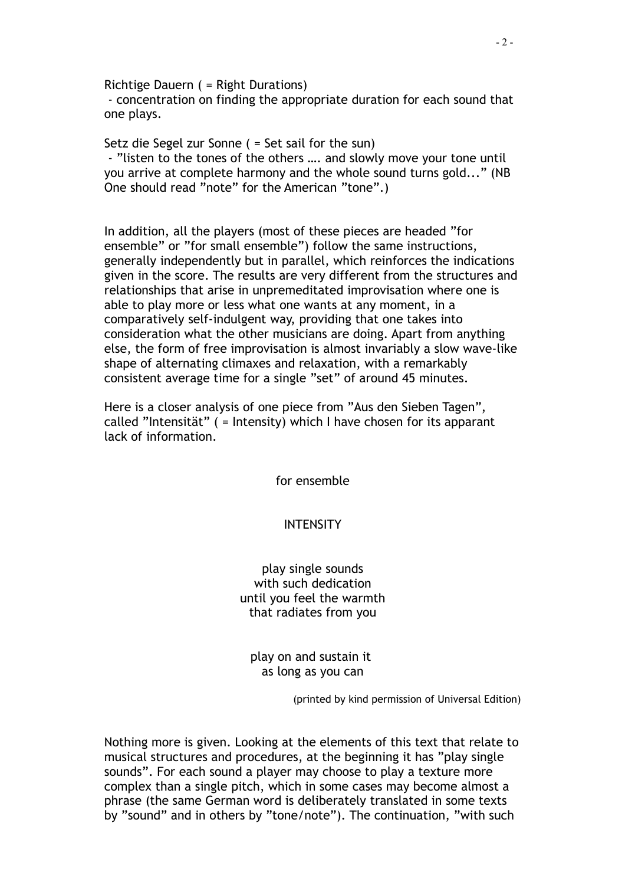Richtige Dauern ( = Right Durations)
 - concentration on finding the appropriate duration for each sound that one plays.

Setz die Segel zur Sonne ( = Set sail for the sun)
 - "listen to the tones of the others …. and slowly move your tone until you arrive at complete harmony and the whole sound turns gold..." (NB One should read "note" for the American "tone".)

In addition, all the players (most of these pieces are headed "for ensemble" or "for small ensemble") follow the same instructions, generally independently but in parallel, which reinforces the indications given in the score. The results are very different from the structures and relationships that arise in unpremeditated improvisation where one is able to play more or less what one wants at any moment, in a comparatively self-indulgent way, providing that one takes into consideration what the other musicians are doing. Apart from anything else, the form of free improvisation is almost invariably a slow wave-like shape of alternating climaxes and relaxation, with a remarkably consistent average time for a single "set" of around 45 minutes.

Here is a closer analysis of one piece from "Aus den Sieben Tagen", called "Intensität" ( = Intensity) which I have chosen for its apparant lack of information.

for ensemble

INTENSITY

play single sounds
with such dedication
until you feel the warmth
that radiates from you

play on and sustain it
as long as you can

(printed by kind permission of Universal Edition)

Nothing more is given. Looking at the elements of this text that relate to musical structures and procedures, at the beginning it has "play single sounds". For each sound a player may choose to play a texture more complex than a single pitch, which in some cases may become almost a phrase (the same German word is deliberately translated in some texts by "sound" and in others by "tone/note"). The continuation, "with such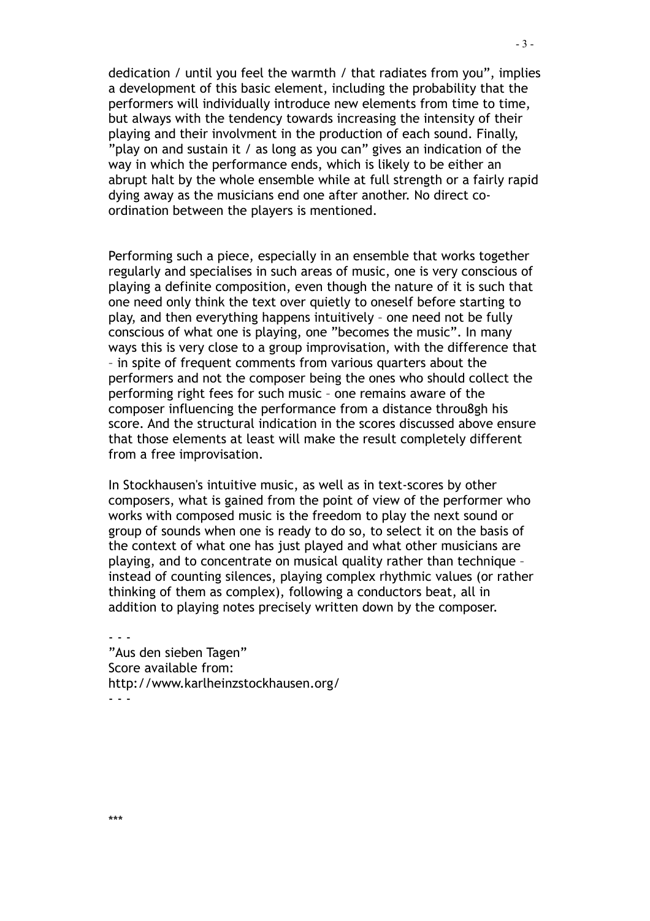dedication / until you feel the warmth / that radiates from you", implies a development of this basic element, including the probability that the performers will individually introduce new elements from time to time, but always with the tendency towards increasing the intensity of their playing and their involvment in the production of each sound. Finally, "play on and sustain it / as long as you can" gives an indication of the way in which the performance ends, which is likely to be either an abrupt halt by the whole ensemble while at full strength or a fairly rapid dying away as the musicians end one after another. No direct co-ordination between the players is mentioned.

Performing such a piece, especially in an ensemble that works together regularly and specialises in such areas of music, one is very conscious of playing a definite composition, even though the nature of it is such that one need only think the text over quietly to oneself before starting to play, and then everything happens intuitively – one need not be fully conscious of what one is playing, one "becomes the music". In many ways this is very close to a group improvisation, with the difference that – in spite of frequent comments from various quarters about the performers and not the composer being the ones who should collect the performing right fees for such music – one remains aware of the composer influencing the performance from a distance throu8gh his score. And the structural indication in the scores discussed above ensure that those elements at least will make the result completely different from a free improvisation.

In Stockhausen's intuitive music, as well as in text-scores by other composers, what is gained from the point of view of the performer who works with composed music is the freedom to play the next sound or group of sounds when one is ready to do so, to select it on the basis of the context of what one has just played and what other musicians are playing, and to concentrate on musical quality rather than technique – instead of counting silences, playing complex rhythmic values (or rather thinking of them as complex), following a conductors beat, all in addition to playing notes precisely written down by the composer.

- - -

"Aus den sieben Tagen"
Score available from:
http://www.karlheinzstockhausen.org/

- - -

***